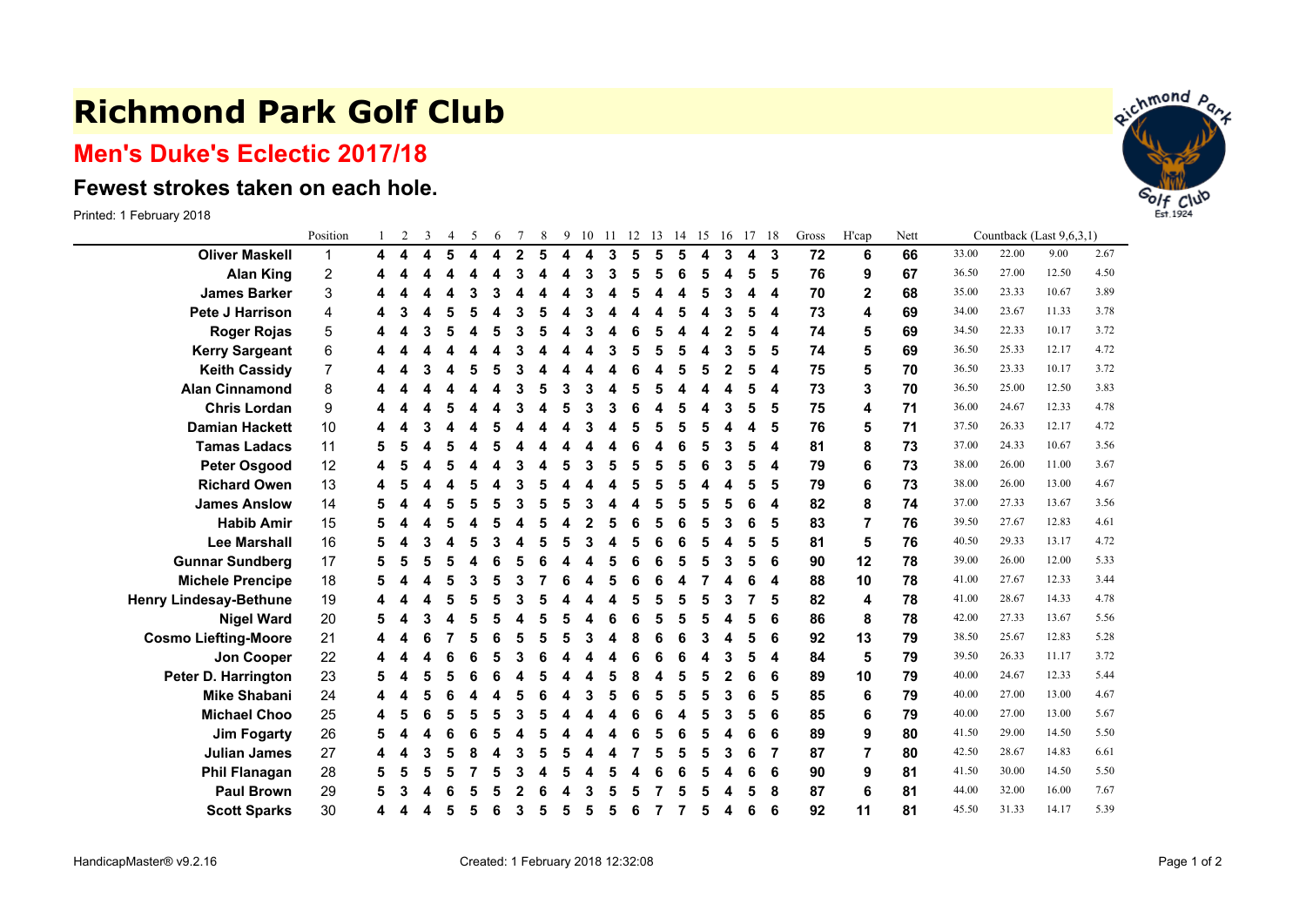# Richmond Park Golf Club

## Men's Duke's Eclectic 2017/18

### Fewest strokes taken on each hole.

Printed: 1 February 2018

| | Position | 1 | 2 | 3 | 4 | 5 | 6 | 7 | 8 | 9 | 10 | 11 | 12 | 13 | 14 | 15 | 16 | 17 | 18 | Gross | H'cap | Nett | Countback (Last 9,6,3,1) | | | |
|---|---|---|---|---|---|---|---|---|---|---|---|---|---|---|---|---|---|---|---|---|---|---|---|---|---|---|
| **Oliver Maskell** | 1 | **4** | **4** | **4** | **5** | **4** | **4** | **2** | **5** | **4** | **4** | **3** | **5** | **5** | **5** | **4** | **3** | **4** | **3** | **72** | **6** | **66** | 33.00 | 22.00 | 9.00 | 2.67 |
| **Alan King** | 2 | **4** | **4** | **4** | **4** | **4** | **4** | **3** | **4** | **4** | **3** | **3** | **5** | **5** | **6** | **5** | **4** | **5** | **5** | **76** | **9** | **67** | 36.50 | 27.00 | 12.50 | 4.50 |
| **James Barker** | 3 | **4** | **4** | **4** | **4** | **3** | **3** | **4** | **4** | **4** | **3** | **4** | **5** | **4** | **4** | **5** | **3** | **4** | **4** | **70** | **2** | **68** | 35.00 | 23.33 | 10.67 | 3.89 |
| **Pete J Harrison** | 4 | **4** | **3** | **4** | **5** | **5** | **4** | **3** | **5** | **4** | **3** | **4** | **4** | **4** | **5** | **4** | **3** | **5** | **4** | **73** | **4** | **69** | 34.00 | 23.67 | 11.33 | 3.78 |
| **Roger Rojas** | 5 | **4** | **4** | **3** | **5** | **4** | **5** | **3** | **5** | **4** | **3** | **4** | **6** | **5** | **4** | **4** | **2** | **5** | **4** | **74** | **5** | **69** | 34.50 | 22.33 | 10.17 | 3.72 |
| **Kerry Sargeant** | 6 | **4** | **4** | **4** | **4** | **4** | **4** | **3** | **4** | **4** | **4** | **3** | **5** | **5** | **5** | **4** | **3** | **5** | **5** | **74** | **5** | **69** | 36.50 | 25.33 | 12.17 | 4.72 |
| **Keith Cassidy** | 7 | **4** | **4** | **3** | **4** | **5** | **5** | **3** | **4** | **4** | **4** | **4** | **6** | **4** | **5** | **5** | **2** | **5** | **4** | **75** | **5** | **70** | 36.50 | 23.33 | 10.17 | 3.72 |
| **Alan Cinnamond** | 8 | **4** | **4** | **4** | **4** | **4** | **4** | **3** | **5** | **3** | **3** | **4** | **5** | **5** | **4** | **4** | **4** | **5** | **4** | **73** | **3** | **70** | 36.50 | 25.00 | 12.50 | 3.83 |
| **Chris Lordan** | 9 | **4** | **4** | **4** | **5** | **4** | **4** | **3** | **4** | **5** | **3** | **3** | **6** | **4** | **5** | **4** | **3** | **5** | **5** | **75** | **4** | **71** | 36.00 | 24.67 | 12.33 | 4.78 |
| **Damian Hackett** | 10 | **4** | **4** | **3** | **4** | **4** | **5** | **4** | **4** | **4** | **3** | **4** | **5** | **5** | **5** | **5** | **4** | **4** | **5** | **76** | **5** | **71** | 37.50 | 26.33 | 12.17 | 4.72 |
| **Tamas Ladacs** | 11 | **5** | **5** | **4** | **5** | **4** | **5** | **4** | **4** | **4** | **4** | **4** | **6** | **4** | **6** | **5** | **3** | **5** | **4** | **81** | **8** | **73** | 37.00 | 24.33 | 10.67 | 3.56 |
| **Peter Osgood** | 12 | **4** | **5** | **4** | **5** | **4** | **4** | **3** | **4** | **5** | **3** | **5** | **5** | **5** | **5** | **6** | **3** | **5** | **4** | **79** | **6** | **73** | 38.00 | 26.00 | 11.00 | 3.67 |
| **Richard Owen** | 13 | **4** | **5** | **4** | **4** | **5** | **4** | **3** | **5** | **4** | **4** | **4** | **5** | **5** | **5** | **4** | **4** | **5** | **5** | **79** | **6** | **73** | 38.00 | 26.00 | 13.00 | 4.67 |
| **James Anslow** | 14 | **5** | **4** | **4** | **5** | **5** | **5** | **3** | **5** | **5** | **3** | **4** | **4** | **5** | **5** | **5** | **5** | **6** | **4** | **82** | **8** | **74** | 37.00 | 27.33 | 13.67 | 3.56 |
| **Habib Amir** | 15 | **5** | **4** | **4** | **5** | **4** | **5** | **4** | **5** | **4** | **2** | **5** | **6** | **5** | **6** | **5** | **3** | **6** | **5** | **83** | **7** | **76** | 39.50 | 27.67 | 12.83 | 4.61 |
| **Lee Marshall** | 16 | **5** | **4** | **3** | **4** | **5** | **3** | **4** | **5** | **5** | **3** | **4** | **5** | **6** | **6** | **5** | **4** | **5** | **5** | **81** | **5** | **76** | 40.50 | 29.33 | 13.17 | 4.72 |
| **Gunnar Sundberg** | 17 | **5** | **5** | **5** | **5** | **4** | **6** | **5** | **6** | **4** | **4** | **5** | **6** | **6** | **5** | **5** | **3** | **5** | **6** | **90** | **12** | **78** | 39.00 | 26.00 | 12.00 | 5.33 |
| **Michele Prencipe** | 18 | **5** | **4** | **4** | **5** | **3** | **5** | **3** | **7** | **6** | **4** | **5** | **6** | **6** | **4** | **7** | **4** | **6** | **4** | **88** | **10** | **78** | 41.00 | 27.67 | 12.33 | 3.44 |
| **Henry Lindesay-Bethune** | 19 | **4** | **4** | **4** | **5** | **5** | **5** | **3** | **5** | **4** | **4** | **4** | **5** | **5** | **5** | **5** | **3** | **7** | **5** | **82** | **4** | **78** | 41.00 | 28.67 | 14.33 | 4.78 |
| **Nigel Ward** | 20 | **5** | **4** | **3** | **4** | **5** | **5** | **4** | **5** | **5** | **4** | **6** | **6** | **5** | **5** | **5** | **4** | **5** | **6** | **86** | **8** | **78** | 42.00 | 27.33 | 13.67 | 5.56 |
| **Cosmo Liefting-Moore** | 21 | **4** | **4** | **6** | **7** | **5** | **6** | **5** | **5** | **5** | **3** | **4** | **8** | **6** | **6** | **3** | **4** | **5** | **6** | **92** | **13** | **79** | 38.50 | 25.67 | 12.83 | 5.28 |
| **Jon Cooper** | 22 | **4** | **4** | **4** | **6** | **6** | **5** | **3** | **6** | **4** | **4** | **4** | **6** | **6** | **6** | **4** | **3** | **5** | **4** | **84** | **5** | **79** | 39.50 | 26.33 | 11.17 | 3.72 |
| **Peter D. Harrington** | 23 | **5** | **4** | **5** | **5** | **6** | **6** | **4** | **5** | **4** | **4** | **5** | **8** | **4** | **5** | **5** | **2** | **6** | **6** | **89** | **10** | **79** | 40.00 | 24.67 | 12.33 | 5.44 |
| **Mike Shabani** | 24 | **4** | **4** | **5** | **6** | **4** | **4** | **5** | **6** | **4** | **3** | **5** | **6** | **5** | **5** | **5** | **3** | **6** | **5** | **85** | **6** | **79** | 40.00 | 27.00 | 13.00 | 4.67 |
| **Michael Choo** | 25 | **4** | **5** | **6** | **5** | **5** | **5** | **3** | **5** | **4** | **4** | **4** | **6** | **6** | **4** | **5** | **3** | **5** | **6** | **85** | **6** | **79** | 40.00 | 27.00 | 13.00 | 5.67 |
| **Jim Fogarty** | 26 | **5** | **4** | **4** | **6** | **6** | **5** | **4** | **5** | **4** | **4** | **4** | **6** | **5** | **6** | **5** | **4** | **6** | **6** | **89** | **9** | **80** | 41.50 | 29.00 | 14.50 | 5.50 |
| **Julian James** | 27 | **4** | **4** | **3** | **5** | **8** | **4** | **3** | **5** | **5** | **4** | **4** | **7** | **5** | **5** | **5** | **3** | **6** | **7** | **87** | **7** | **80** | 42.50 | 28.67 | 14.83 | 6.61 |
| **Phil Flanagan** | 28 | **5** | **5** | **5** | **5** | **7** | **5** | **3** | **4** | **5** | **4** | **5** | **4** | **6** | **6** | **5** | **4** | **6** | **6** | **90** | **9** | **81** | 41.50 | 30.00 | 14.50 | 5.50 |
| **Paul Brown** | 29 | **5** | **3** | **4** | **6** | **5** | **5** | **2** | **6** | **4** | **3** | **5** | **5** | **7** | **5** | **5** | **4** | **5** | **8** | **87** | **6** | **81** | 44.00 | 32.00 | 16.00 | 7.67 |
| **Scott Sparks** | 30 | **4** | **4** | **4** | **5** | **5** | **6** | **3** | **5** | **5** | **5** | **5** | **6** | **7** | **7** | **5** | **4** | **6** | **6** | **92** | **11** | **81** | 45.50 | 31.33 | 14.17 | 5.39 |

HandicapMaster® v9.2.16 Created: 1 February 2018 12:32:08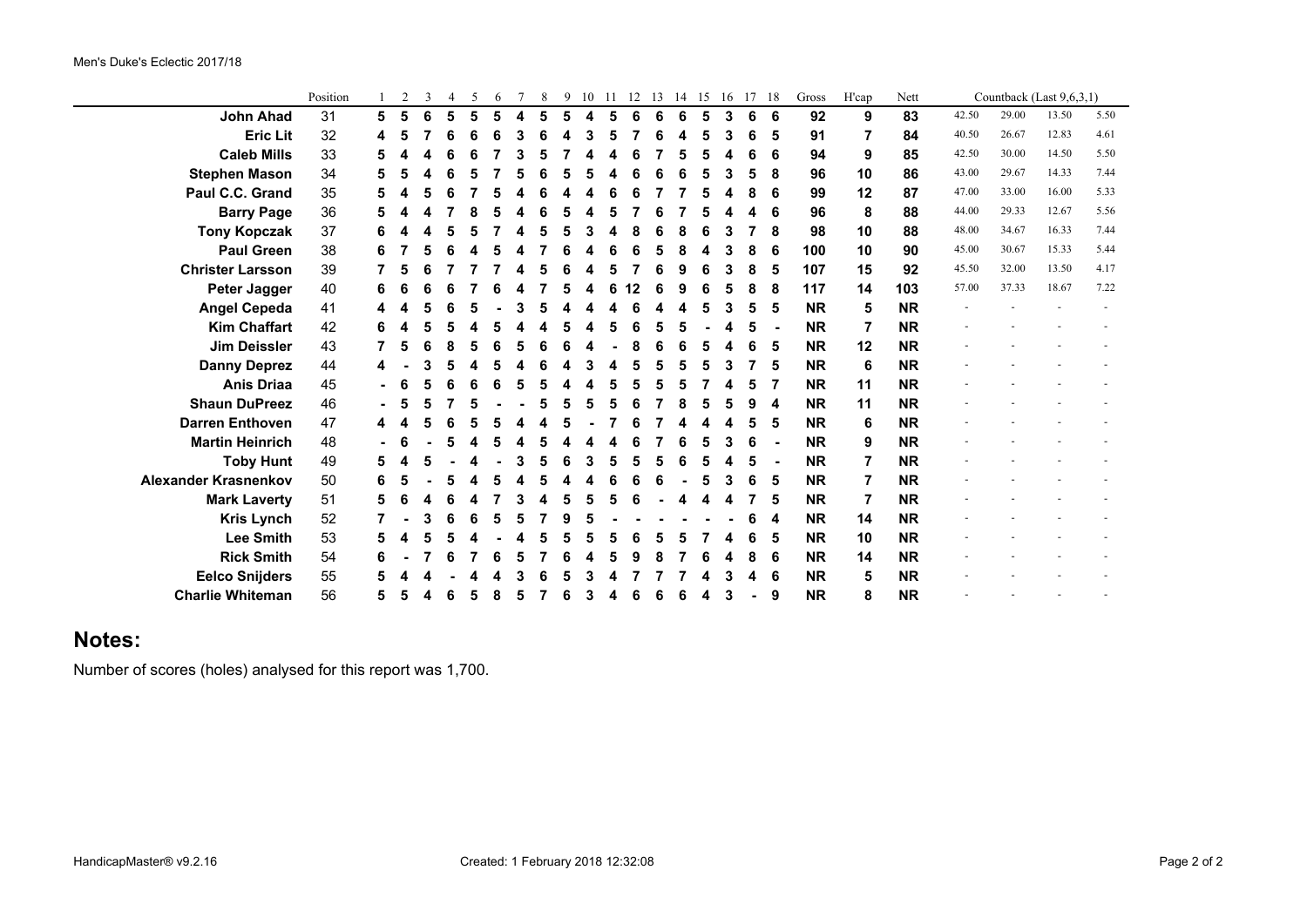Men's Duke's Eclectic 2017/18

| | Position | 1 | 2 | 3 | 4 | 5 | 6 | 7 | 8 | 9 | 10 | 11 | 12 | 13 | 14 | 15 | 16 | 17 | 18 | Gross | H'cap | Nett | Countback (Last 9,6,3,1) | | | |
|---|---|---|---|---|---|---|---|---|---|---|---|---|---|---|---|---|---|---|---|---|---|---|---|---|---|---|
| **John Ahad** | 31 | **5** | **5** | **6** | **5** | **5** | **5** | **4** | **5** | **5** | **4** | **5** | **6** | **6** | **6** | **5** | **3** | **6** | **6** | **92** | **9** | **83** | 42.50 | 29.00 | 13.50 | 5.50 |
| **Eric Lit** | 32 | **4** | **5** | **7** | **6** | **6** | **6** | **3** | **6** | **4** | **3** | **5** | **7** | **6** | **4** | **5** | **3** | **6** | **5** | **91** | **7** | **84** | 40.50 | 26.67 | 12.83 | 4.61 |
| **Caleb Mills** | 33 | **5** | **4** | **4** | **6** | **6** | **7** | **3** | **5** | **7** | **4** | **4** | **6** | **7** | **5** | **5** | **4** | **6** | **6** | **94** | **9** | **85** | 42.50 | 30.00 | 14.50 | 5.50 |
| **Stephen Mason** | 34 | **5** | **5** | **4** | **6** | **5** | **7** | **5** | **6** | **5** | **5** | **4** | **6** | **6** | **6** | **5** | **3** | **5** | **8** | **96** | **10** | **86** | 43.00 | 29.67 | 14.33 | 7.44 |
| **Paul C.C. Grand** | 35 | **5** | **4** | **5** | **6** | **7** | **5** | **4** | **6** | **4** | **4** | **6** | **6** | **7** | **7** | **5** | **4** | **8** | **6** | **99** | **12** | **87** | 47.00 | 33.00 | 16.00 | 5.33 |
| **Barry Page** | 36 | **5** | **4** | **4** | **7** | **8** | **5** | **4** | **6** | **5** | **4** | **5** | **7** | **6** | **7** | **5** | **4** | **4** | **6** | **96** | **8** | **88** | 44.00 | 29.33 | 12.67 | 5.56 |
| **Tony Kopczak** | 37 | **6** | **4** | **4** | **5** | **5** | **7** | **4** | **5** | **5** | **3** | **4** | **8** | **6** | **8** | **6** | **3** | **7** | **8** | **98** | **10** | **88** | 48.00 | 34.67 | 16.33 | 7.44 |
| **Paul Green** | 38 | **6** | **7** | **5** | **6** | **4** | **5** | **4** | **7** | **6** | **4** | **6** | **6** | **5** | **8** | **4** | **3** | **8** | **6** | **100** | **10** | **90** | 45.00 | 30.67 | 15.33 | 5.44 |
| **Christer Larsson** | 39 | **7** | **5** | **6** | **7** | **7** | **7** | **4** | **5** | **6** | **4** | **5** | **7** | **6** | **9** | **6** | **3** | **8** | **5** | **107** | **15** | **92** | 45.50 | 32.00 | 13.50 | 4.17 |
| **Peter Jagger** | 40 | **6** | **6** | **6** | **6** | **7** | **6** | **4** | **7** | **5** | **4** | **6** | **12** | **6** | **9** | **6** | **5** | **8** | **8** | **117** | **14** | **103** | 57.00 | 37.33 | 18.67 | 7.22 |
| **Angel Cepeda** | 41 | **4** | **4** | **5** | **6** | **5** | **-** | **3** | **5** | **4** | **4** | **4** | **6** | **4** | **4** | **5** | **3** | **5** | **5** | **NR** | **5** | **NR** | - | - | - | - |
| **Kim Chaffart** | 42 | **6** | **4** | **5** | **5** | **4** | **5** | **4** | **4** | **5** | **4** | **5** | **6** | **5** | **5** | **-** | **4** | **5** | **-** | **NR** | **7** | **NR** | - | - | - | - |
| **Jim Deissler** | 43 | **7** | **5** | **6** | **8** | **5** | **6** | **5** | **6** | **6** | **4** | **-** | **8** | **6** | **6** | **5** | **4** | **6** | **5** | **NR** | **12** | **NR** | - | - | - | - |
| **Danny Deprez** | 44 | **4** | **-** | **3** | **5** | **4** | **5** | **4** | **6** | **4** | **3** | **4** | **5** | **5** | **5** | **5** | **3** | **7** | **5** | **NR** | **6** | **NR** | - | - | - | - |
| **Anis Driaa** | 45 | **-** | **6** | **5** | **6** | **6** | **6** | **5** | **5** | **4** | **4** | **5** | **5** | **5** | **5** | **7** | **4** | **5** | **7** | **NR** | **11** | **NR** | - | - | - | - |
| **Shaun DuPreez** | 46 | **-** | **5** | **5** | **7** | **5** | **-** | **-** | **5** | **5** | **5** | **5** | **6** | **7** | **8** | **5** | **5** | **9** | **4** | **NR** | **11** | **NR** | - | - | - | - |
| **Darren Enthoven** | 47 | **4** | **4** | **5** | **6** | **5** | **5** | **4** | **4** | **5** | **-** | **7** | **6** | **7** | **4** | **4** | **4** | **5** | **5** | **NR** | **6** | **NR** | - | - | - | - |
| **Martin Heinrich** | 48 | **-** | **6** | **-** | **5** | **4** | **5** | **4** | **5** | **4** | **4** | **4** | **6** | **7** | **6** | **5** | **3** | **6** | **-** | **NR** | **9** | **NR** | - | - | - | - |
| **Toby Hunt** | 49 | **5** | **4** | **5** | **-** | **4** | **-** | **3** | **5** | **6** | **3** | **5** | **5** | **5** | **6** | **5** | **4** | **5** | **-** | **NR** | **7** | **NR** | - | - | - | - |
| **Alexander Krasnenkov** | 50 | **6** | **5** | **-** | **5** | **4** | **5** | **4** | **5** | **4** | **4** | **6** | **6** | **6** | **-** | **5** | **3** | **6** | **5** | **NR** | **7** | **NR** | - | - | - | - |
| **Mark Laverty** | 51 | **5** | **6** | **4** | **6** | **4** | **7** | **3** | **4** | **5** | **5** | **5** | **6** | **-** | **4** | **4** | **4** | **7** | **5** | **NR** | **7** | **NR** | - | - | - | - |
| **Kris Lynch** | 52 | **7** | **-** | **3** | **6** | **6** | **5** | **5** | **7** | **9** | **5** | **-** | **-** | **-** | **-** | **-** | **-** | **6** | **4** | **NR** | **14** | **NR** | - | - | - | - |
| **Lee Smith** | 53 | **5** | **4** | **5** | **5** | **4** | **-** | **4** | **5** | **5** | **5** | **5** | **6** | **5** | **5** | **7** | **4** | **6** | **5** | **NR** | **10** | **NR** | - | - | - | - |
| **Rick Smith** | 54 | **6** | **-** | **7** | **6** | **7** | **6** | **5** | **7** | **6** | **4** | **5** | **9** | **8** | **7** | **6** | **4** | **8** | **6** | **NR** | **14** | **NR** | - | - | - | - |
| **Eelco Snijders** | 55 | **5** | **4** | **4** | **-** | **4** | **4** | **3** | **6** | **5** | **3** | **4** | **7** | **7** | **7** | **4** | **3** | **4** | **6** | **NR** | **5** | **NR** | - | - | - | - |
| **Charlie Whiteman** | 56 | **5** | **5** | **4** | **6** | **5** | **8** | **5** | **7** | **6** | **3** | **4** | **6** | **6** | **6** | **4** | **3** | **-** | **9** | **NR** | **8** | **NR** | - | - | - | - |

## Notes:

Number of scores (holes) analysed for this report was 1,700.